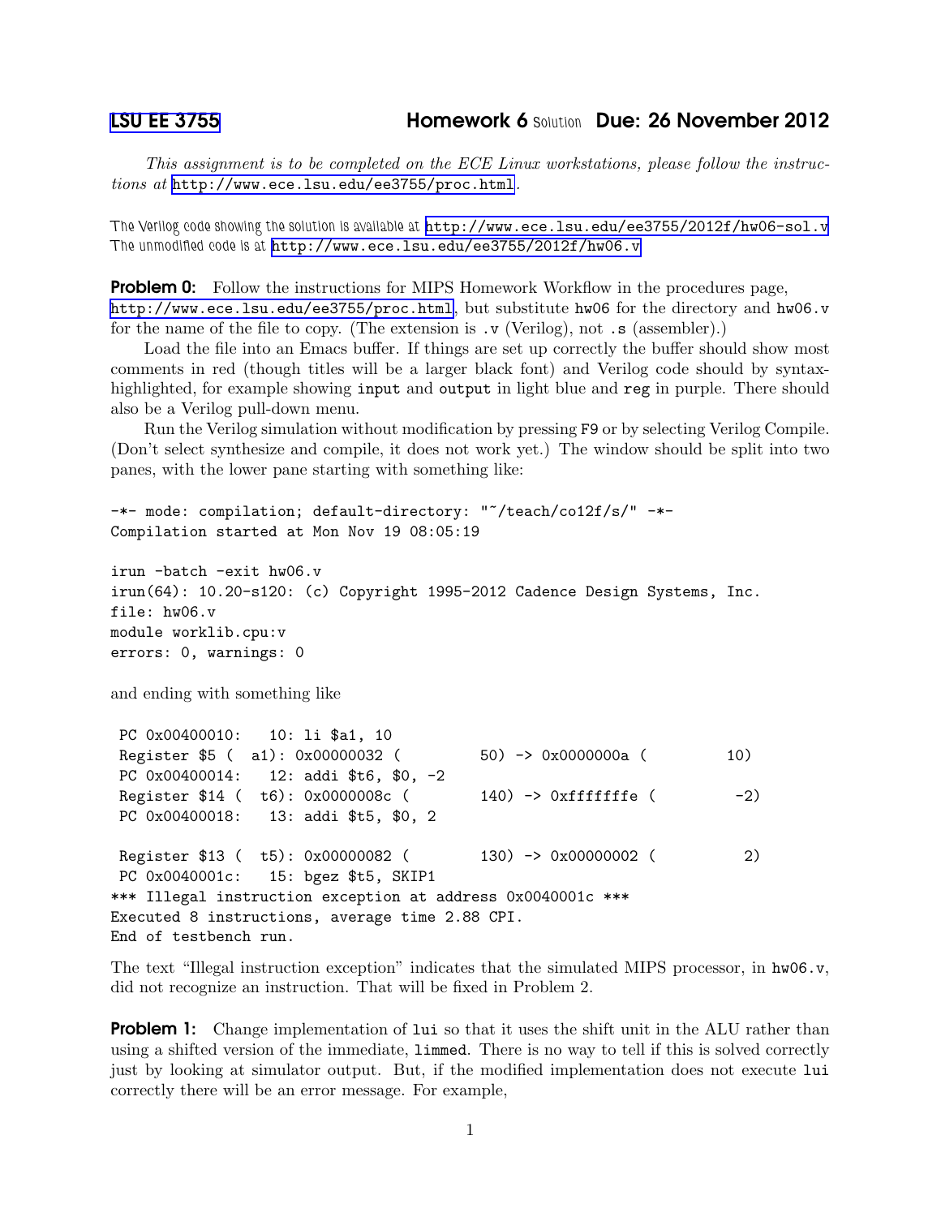# LSU EE 3755 Homework 6 Solution Due: 26 November 2012

*This assignment is to be completed on the ECE Linux workstations, please follow the instructions at* http://www.ece.lsu.edu/ee3755/proc.html.

The Verilog code showing the solution is available at http://www.ece.lsu.edu/ee3755/2012f/hw06-sol.v
The unmodified code is at http://www.ece.lsu.edu/ee3755/2012f/hw06.v

**Problem 0:** Follow the instructions for MIPS Homework Workflow in the procedures page, http://www.ece.lsu.edu/ee3755/proc.html, but substitute hw06 for the directory and hw06.v for the name of the file to copy. (The extension is .v (Verilog), not .s (assembler).)

Load the file into an Emacs buffer. If things are set up correctly the buffer should show most comments in red (though titles will be a larger black font) and Verilog code should by syntax-highlighted, for example showing input and output in light blue and reg in purple. There should also be a Verilog pull-down menu.

Run the Verilog simulation without modification by pressing F9 or by selecting Verilog Compile. (Don't select synthesize and compile, it does not work yet.) The window should be split into two panes, with the lower pane starting with something like:

```
-*- mode: compilation; default-directory: "~/teach/co12f/s/" -*-
Compilation started at Mon Nov 19 08:05:19

irun -batch -exit hw06.v
irun(64): 10.20-s120: (c) Copyright 1995-2012 Cadence Design Systems, Inc.
file: hw06.v
module worklib.cpu:v
errors: 0, warnings: 0
```

and ending with something like

```
 PC 0x00400010:   10: li $a1, 10
 Register $5 (  a1): 0x00000032 (        50) -> 0x0000000a (         10)
 PC 0x00400014:   12: addi $t6, $0, -2
 Register $14 (  t6): 0x0000008c (       140) -> 0xfffffffe (         -2)
 PC 0x00400018:   13: addi $t5, $0, 2

 Register $13 (  t5): 0x00000082 (       130) -> 0x00000002 (          2)
 PC 0x0040001c:   15: bgez $t5, SKIP1
*** Illegal instruction exception at address 0x0040001c ***
Executed 8 instructions, average time 2.88 CPI.
End of testbench run.
```

The text "Illegal instruction exception" indicates that the simulated MIPS processor, in hw06.v, did not recognize an instruction. That will be fixed in Problem 2.

**Problem 1:** Change implementation of lui so that it uses the shift unit in the ALU rather than using a shifted version of the immediate, limmed. There is no way to tell if this is solved correctly just by looking at simulator output. But, if the modified implementation does not execute lui correctly there will be an error message. For example,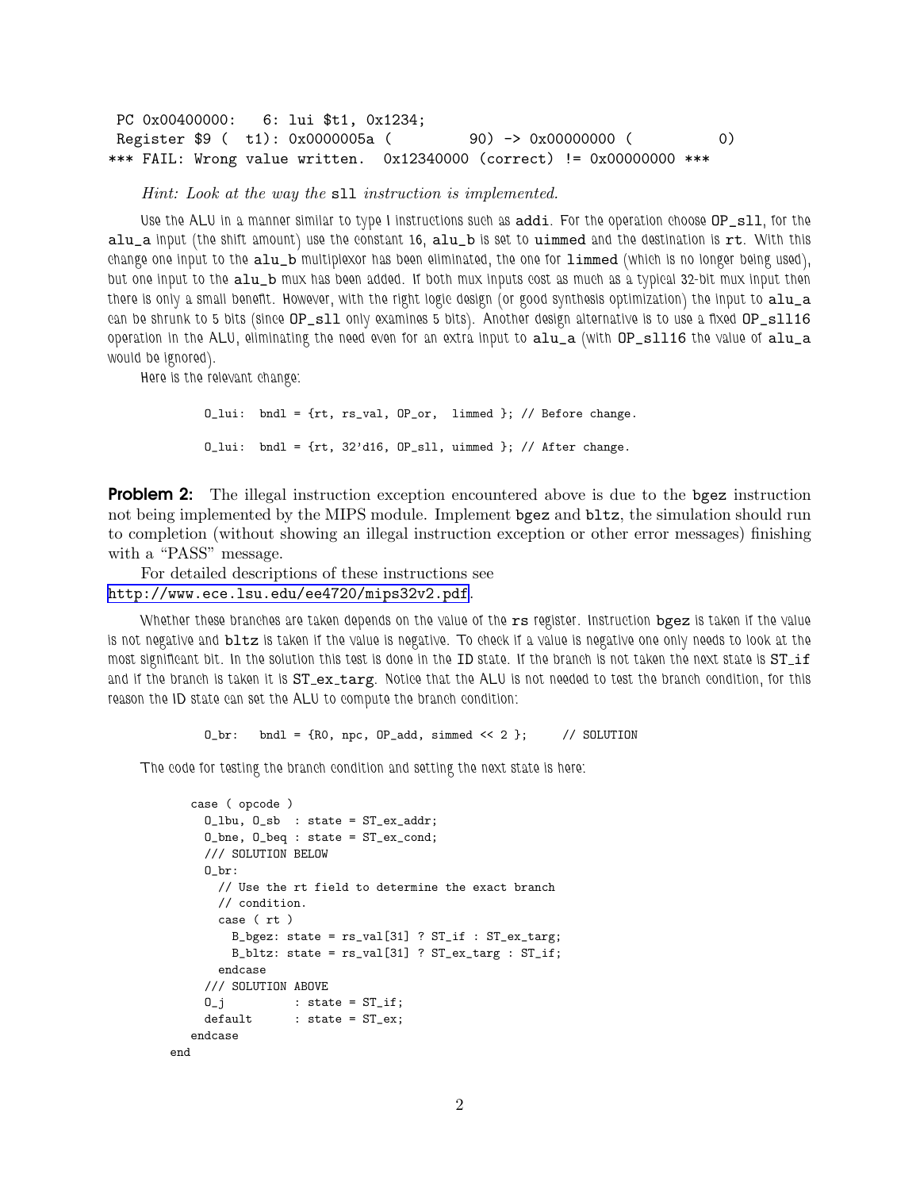```
PC 0x00400000:   6: lui $t1, 0x1234;
Register $9 (  t1): 0x0000005a (         90) -> 0x00000000 (          0)
*** FAIL: Wrong value written.  0x12340000 (correct) != 0x00000000 ***
```

*Hint: Look at the way the* `sll` *instruction is implemented.*

Use the ALU in a manner similar to type I instructions such as `addi`. For the operation choose `OP_sll`, for the `alu_a` input (the shift amount) use the constant 16, `alu_b` is set to `uimmed` and the destination is `rt`. With this change one input to the `alu_b` multiplexor has been eliminated, the one for `limmed` (which is no longer being used), but one input to the `alu_b` mux has been added. If both mux inputs cost as much as a typical 32-bit mux input then there is only a small benefit. However, with the right logic design (or good synthesis optimization) the input to `alu_a` can be shrunk to 5 bits (since `OP_sll` only examines 5 bits). Another design alternative is to use a fixed `OP_sll16` operation in the ALU, eliminating the need even for an extra input to `alu_a` (with `OP_sll16` the value of `alu_a` would be ignored).

Here is the relevant change:

```
O_lui:  bndl = {rt, rs_val, OP_or,  limmed }; // Before change.

O_lui:  bndl = {rt, 32'd16, OP_sll, uimmed }; // After change.
```

**Problem 2:** The illegal instruction exception encountered above is due to the `bgez` instruction not being implemented by the MIPS module. Implement `bgez` and `bltz`, the simulation should run to completion (without showing an illegal instruction exception or other error messages) finishing with a "PASS" message.

For detailed descriptions of these instructions see http://www.ece.lsu.edu/ee4720/mips32v2.pdf.

Whether these branches are taken depends on the value of the `rs` register. Instruction `bgez` is taken if the value is not negative and `bltz` is taken if the value is negative. To check if a value is negative one only needs to look at the most significant bit. In the solution this test is done in the ID state. If the branch is not taken the next state is `ST_if` and if the branch is taken it is `ST_ex_targ`. Notice that the ALU is not needed to test the branch condition, for this reason the ID state can set the ALU to compute the branch condition:

```
O_br:   bndl = {R0, npc, OP_add, simmed << 2 };     // SOLUTION
```

The code for testing the branch condition and setting the next state is here:

```
    case ( opcode )
      O_lbu, O_sb  : state = ST_ex_addr;
      O_bne, O_beq : state = ST_ex_cond;
      /// SOLUTION BELOW
      O_br:
        // Use the rt field to determine the exact branch
        // condition.
        case ( rt )
          B_bgez: state = rs_val[31] ? ST_if : ST_ex_targ;
          B_bltz: state = rs_val[31] ? ST_ex_targ : ST_if;
        endcase
      /// SOLUTION ABOVE
      O_j          : state = ST_if;
      default      : state = ST_ex;
    endcase
end
```